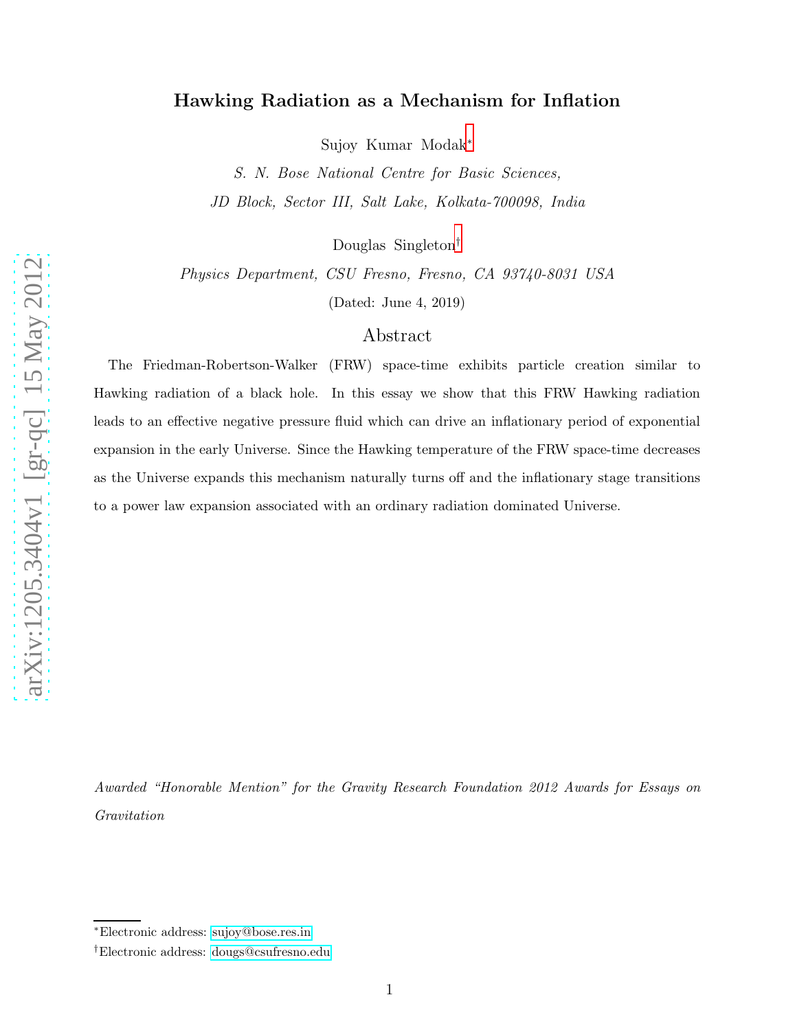# Hawking Radiation as a Mechanism for Inflation

Sujoy Kumar Modak[*]

*S. N. Bose National Centre for Basic Sciences,*

*JD Block, Sector III, Salt Lake, Kolkata-700098, India*

Douglas Singleton[†]

*Physics Department, CSU Fresno, Fresno, CA 93740-8031 USA*

(Dated: June 4, 2019)

## Abstract

The Friedman-Robertson-Walker (FRW) space-time exhibits particle creation similar to Hawking radiation of a black hole. In this essay we show that this FRW Hawking radiation leads to an effective negative pressure fluid which can drive an inflationary period of exponential expansion in the early Universe. Since the Hawking temperature of the FRW space-time decreases as the Universe expands this mechanism naturally turns off and the inflationary stage transitions to a power law expansion associated with an ordinary radiation dominated Universe.

*Awarded "Honorable Mention" for the Gravity Research Foundation 2012 Awards for Essays on Gravitation*

[*]Electronic address: sujoy@bose.res.in

[†]Electronic address: dougs@csufresno.edu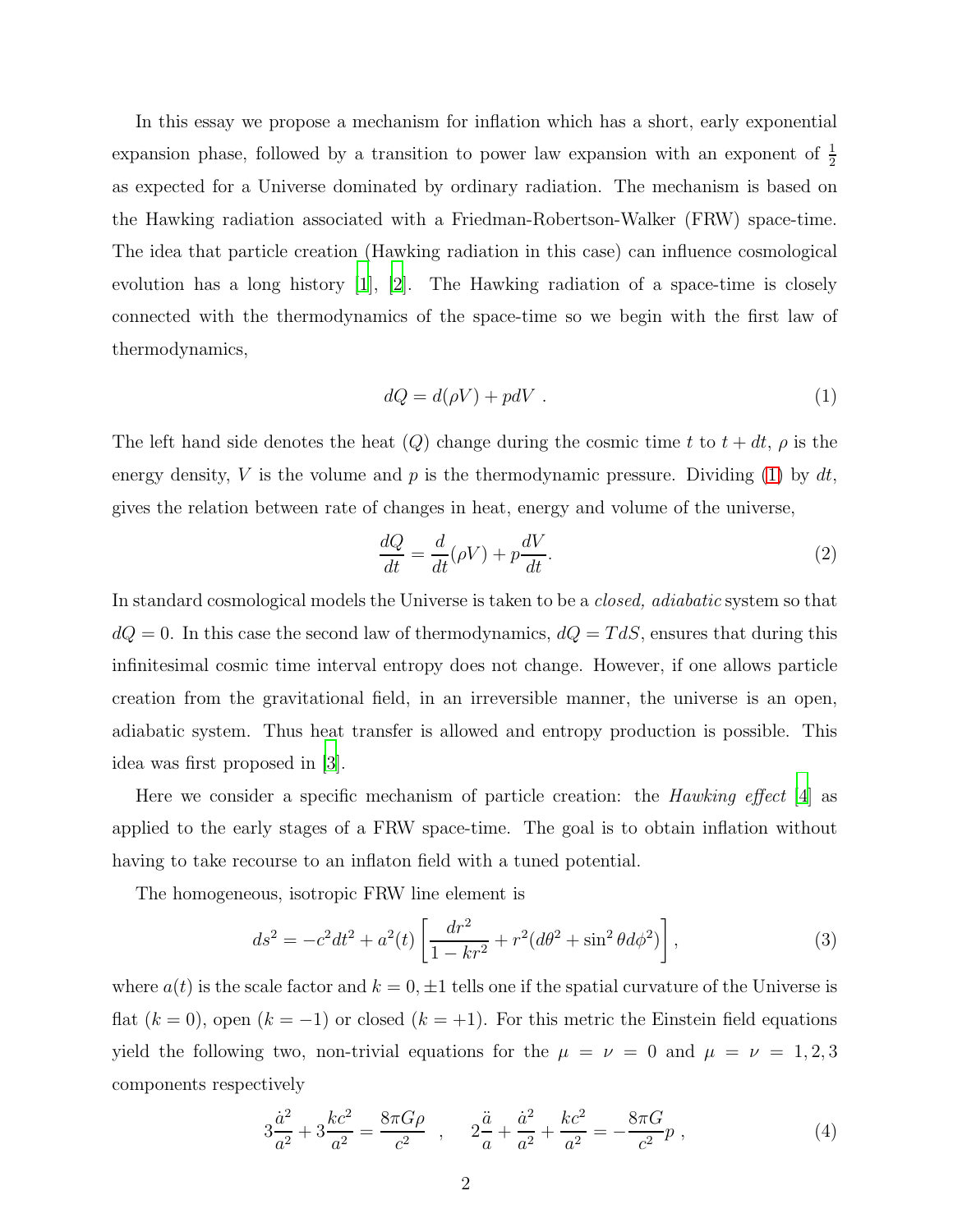In this essay we propose a mechanism for inflation which has a short, early exponential expansion phase, followed by a transition to power law expansion with an exponent of $\frac{1}{2}$ as expected for a Universe dominated by ordinary radiation. The mechanism is based on the Hawking radiation associated with a Friedman-Robertson-Walker (FRW) space-time. The idea that particle creation (Hawking radiation in this case) can influence cosmological evolution has a long history [1], [2]. The Hawking radiation of a space-time is closely connected with the thermodynamics of the space-time so we begin with the first law of thermodynamics,

$$dQ = d(\rho V) + p dV \ . \tag{1}$$

The left hand side denotes the heat ($Q$) change during the cosmic time $t$ to $t + dt$, $\rho$ is the energy density, $V$ is the volume and $p$ is the thermodynamic pressure. Dividing (1) by $dt$, gives the relation between rate of changes in heat, energy and volume of the universe,

$$\frac{dQ}{dt} = \frac{d}{dt}(\rho V) + p\frac{dV}{dt}. \tag{2}$$

In standard cosmological models the Universe is taken to be a *closed, adiabatic* system so that $dQ = 0$. In this case the second law of thermodynamics, $dQ = TdS$, ensures that during this infinitesimal cosmic time interval entropy does not change. However, if one allows particle creation from the gravitational field, in an irreversible manner, the universe is an open, adiabatic system. Thus heat transfer is allowed and entropy production is possible. This idea was first proposed in [3].

Here we consider a specific mechanism of particle creation: the *Hawking effect* [4] as applied to the early stages of a FRW space-time. The goal is to obtain inflation without having to take recourse to an inflaton field with a tuned potential.

The homogeneous, isotropic FRW line element is

$$ds^2 = -c^2 dt^2 + a^2(t)\left[\frac{dr^2}{1 - kr^2} + r^2(d\theta^2 + \sin^2\theta d\phi^2)\right], \tag{3}$$

where $a(t)$ is the scale factor and $k = 0, \pm 1$ tells one if the spatial curvature of the Universe is flat ($k = 0$), open ($k = -1$) or closed ($k = +1$). For this metric the Einstein field equations yield the following two, non-trivial equations for the $\mu = \nu = 0$ and $\mu = \nu = 1, 2, 3$ components respectively

$$3\frac{\dot{a}^2}{a^2} + 3\frac{kc^2}{a^2} = \frac{8\pi G\rho}{c^2} \quad , \quad 2\frac{\ddot{a}}{a} + \frac{\dot{a}^2}{a^2} + \frac{kc^2}{a^2} = -\frac{8\pi G}{c^2}p \ , \tag{4}$$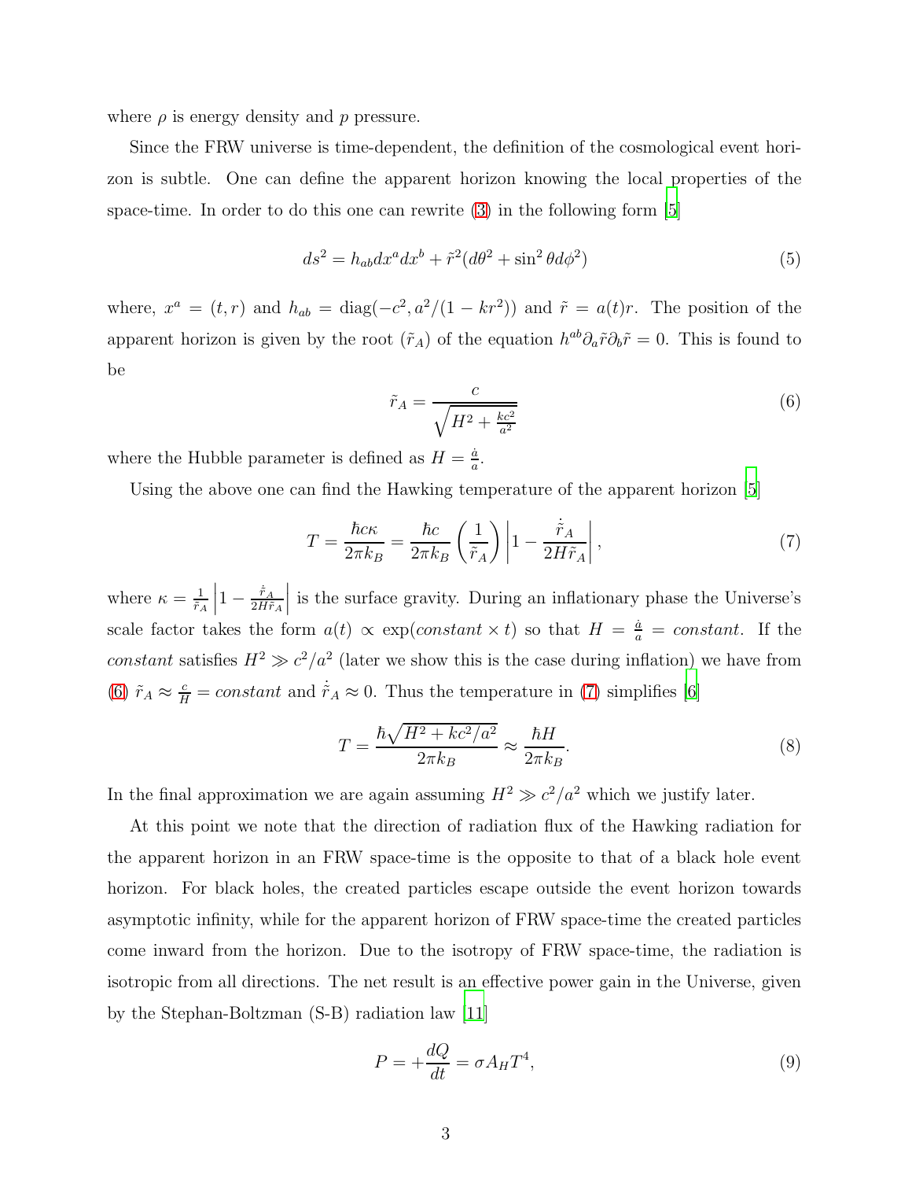where $\rho$ is energy density and $p$ pressure.

Since the FRW universe is time-dependent, the definition of the cosmological event horizon is subtle. One can define the apparent horizon knowing the local properties of the space-time. In order to do this one can rewrite (3) in the following form [5]

$$ds^2 = h_{ab}dx^a dx^b + \tilde{r}^2(d\theta^2 + \sin^2\theta d\phi^2) \tag{5}$$

where, $x^a = (t, r)$ and $h_{ab} = \text{diag}(-c^2, a^2/(1-kr^2))$ and $\tilde{r} = a(t)r$. The position of the apparent horizon is given by the root ($\tilde{r}_A$) of the equation $h^{ab}\partial_a\tilde{r}\partial_b\tilde{r} = 0$. This is found to be

$$\tilde{r}_A = \frac{c}{\sqrt{H^2 + \frac{kc^2}{a^2}}} \tag{6}$$

where the Hubble parameter is defined as $H = \frac{\dot{a}}{a}$.

Using the above one can find the Hawking temperature of the apparent horizon [5]

$$T = \frac{\hbar c\kappa}{2\pi k_B} = \frac{\hbar c}{2\pi k_B}\left(\frac{1}{\tilde{r}_A}\right)\left|1 - \frac{\dot{\tilde{r}}_A}{2H\tilde{r}_A}\right|, \tag{7}$$

where $\kappa = \frac{1}{\tilde{r}_A}\left|1 - \frac{\dot{\tilde{r}}_A}{2H\tilde{r}_A}\right|$ is the surface gravity. During an inflationary phase the Universe's scale factor takes the form $a(t) \propto \exp(constant \times t)$ so that $H = \frac{\dot{a}}{a} = constant$. If the *constant* satisfies $H^2 \gg c^2/a^2$ (later we show this is the case during inflation) we have from (6) $\tilde{r}_A \approx \frac{c}{H} = constant$ and $\dot{\tilde{r}}_A \approx 0$. Thus the temperature in (7) simplifies [6]

$$T = \frac{\hbar\sqrt{H^2 + kc^2/a^2}}{2\pi k_B} \approx \frac{\hbar H}{2\pi k_B}. \tag{8}$$

In the final approximation we are again assuming $H^2 \gg c^2/a^2$ which we justify later.

At this point we note that the direction of radiation flux of the Hawking radiation for the apparent horizon in an FRW space-time is the opposite to that of a black hole event horizon. For black holes, the created particles escape outside the event horizon towards asymptotic infinity, while for the apparent horizon of FRW space-time the created particles come inward from the horizon. Due to the isotropy of FRW space-time, the radiation is isotropic from all directions. The net result is an effective power gain in the Universe, given by the Stephan-Boltzman (S-B) radiation law [11]

$$P = +\frac{dQ}{dt} = \sigma A_H T^4, \tag{9}$$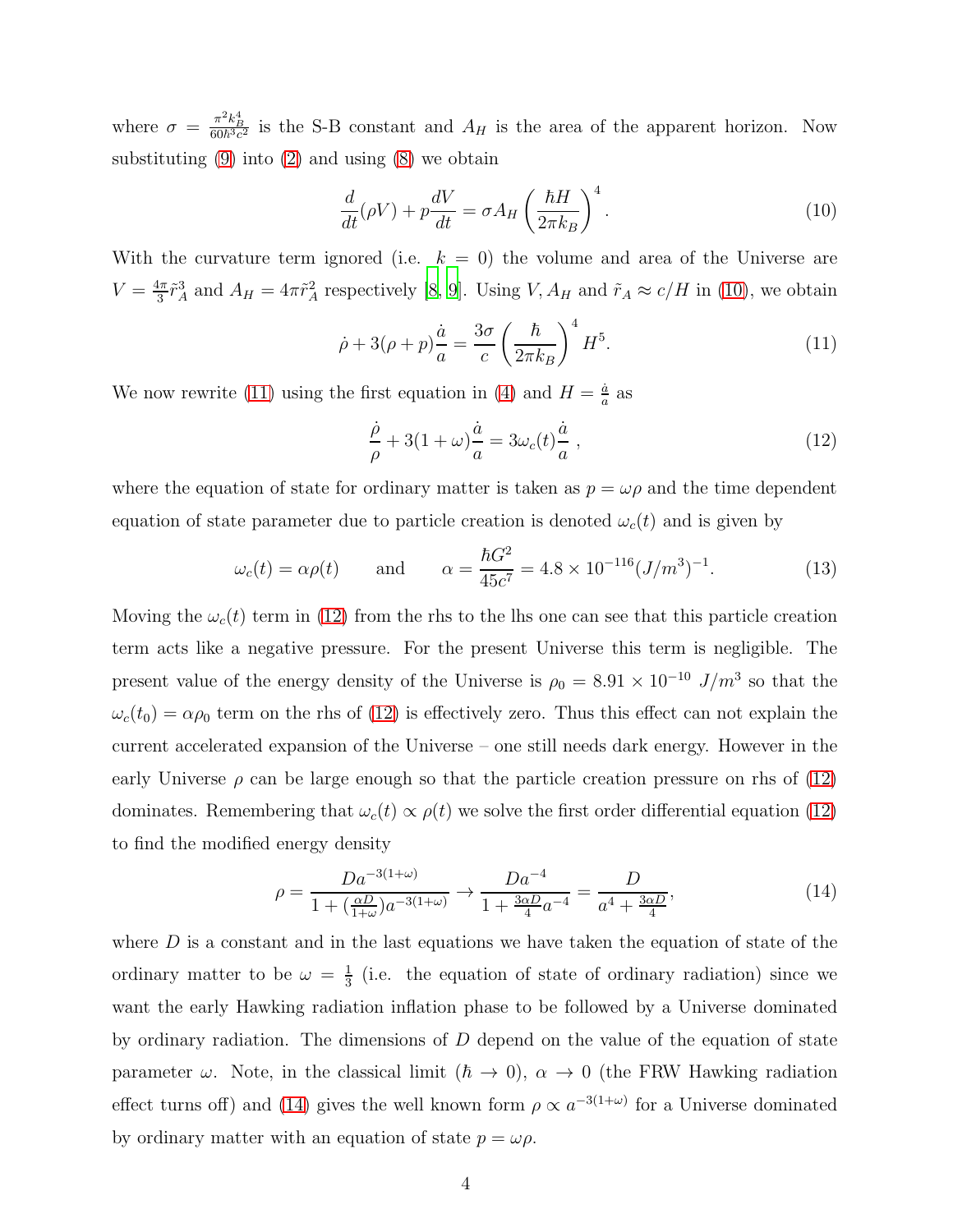where $\sigma = \frac{\pi^2 k_B^4}{60\hbar^3 c^2}$ is the S-B constant and $A_H$ is the area of the apparent horizon. Now substituting (9) into (2) and using (8) we obtain

$$\frac{d}{dt}(\rho V) + p\frac{dV}{dt} = \sigma A_H \left(\frac{\hbar H}{2\pi k_B}\right)^4 . \tag{10}$$

With the curvature term ignored (i.e. $k = 0$) the volume and area of the Universe are $V = \frac{4\pi}{3}\tilde{r}_A^3$ and $A_H = 4\pi\tilde{r}_A^2$ respectively [8, 9]. Using $V, A_H$ and $\tilde{r}_A \approx c/H$ in (10), we obtain

$$\dot{\rho} + 3(\rho + p)\frac{\dot{a}}{a} = \frac{3\sigma}{c}\left(\frac{\hbar}{2\pi k_B}\right)^4 H^5. \tag{11}$$

We now rewrite (11) using the first equation in (4) and $H = \frac{\dot{a}}{a}$ as

$$\frac{\dot{\rho}}{\rho} + 3(1+\omega)\frac{\dot{a}}{a} = 3\omega_c(t)\frac{\dot{a}}{a} \ , \tag{12}$$

where the equation of state for ordinary matter is taken as $p = \omega\rho$ and the time dependent equation of state parameter due to particle creation is denoted $\omega_c(t)$ and is given by

$$\omega_c(t) = \alpha\rho(t) \qquad \text{and} \qquad \alpha = \frac{\hbar G^2}{45 c^7} = 4.8 \times 10^{-116} (J/m^3)^{-1}. \tag{13}$$

Moving the $\omega_c(t)$ term in (12) from the rhs to the lhs one can see that this particle creation term acts like a negative pressure. For the present Universe this term is negligible. The present value of the energy density of the Universe is $\rho_0 = 8.91 \times 10^{-10}\ J/m^3$ so that the $\omega_c(t_0) = \alpha\rho_0$ term on the rhs of (12) is effectively zero. Thus this effect can not explain the current accelerated expansion of the Universe – one still needs dark energy. However in the early Universe $\rho$ can be large enough so that the particle creation pressure on rhs of (12) dominates. Remembering that $\omega_c(t) \propto \rho(t)$ we solve the first order differential equation (12) to find the modified energy density

$$\rho = \frac{D a^{-3(1+\omega)}}{1 + (\frac{\alpha D}{1+\omega}) a^{-3(1+\omega)}} \rightarrow \frac{D a^{-4}}{1 + \frac{3\alpha D}{4} a^{-4}} = \frac{D}{a^4 + \frac{3\alpha D}{4}}, \tag{14}$$

where $D$ is a constant and in the last equations we have taken the equation of state of the ordinary matter to be $\omega = \frac{1}{3}$ (i.e. the equation of state of ordinary radiation) since we want the early Hawking radiation inflation phase to be followed by a Universe dominated by ordinary radiation. The dimensions of $D$ depend on the value of the equation of state parameter $\omega$. Note, in the classical limit ($\hbar \rightarrow 0$), $\alpha \rightarrow 0$ (the FRW Hawking radiation effect turns off) and (14) gives the well known form $\rho \propto a^{-3(1+\omega)}$ for a Universe dominated by ordinary matter with an equation of state $p = \omega\rho$.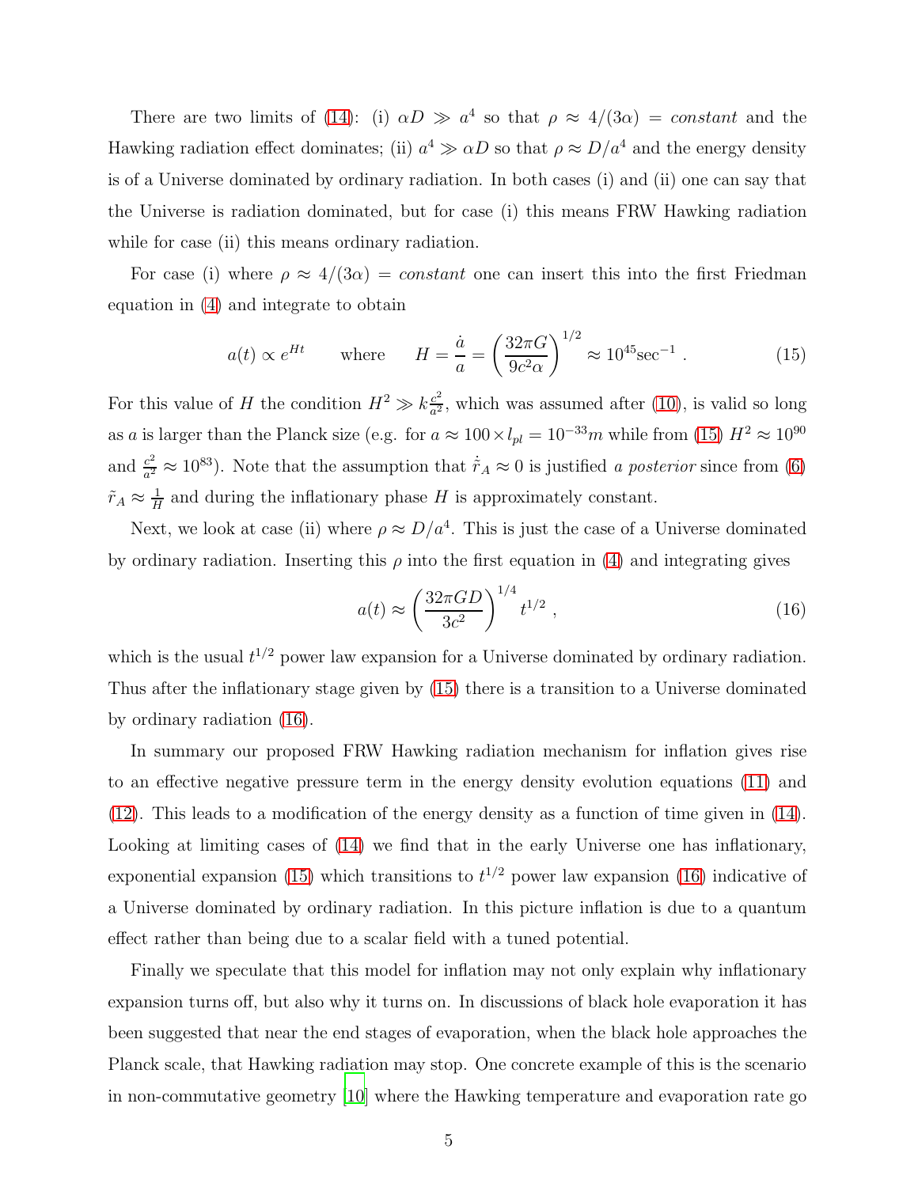There are two limits of (14): (i) $\alpha D \gg a^4$ so that $\rho \approx 4/(3\alpha) = constant$ and the Hawking radiation effect dominates; (ii) $a^4 \gg \alpha D$ so that $\rho \approx D/a^4$ and the energy density is of a Universe dominated by ordinary radiation. In both cases (i) and (ii) one can say that the Universe is radiation dominated, but for case (i) this means FRW Hawking radiation while for case (ii) this means ordinary radiation.

For case (i) where $\rho \approx 4/(3\alpha) = constant$ one can insert this into the first Friedman equation in (4) and integrate to obtain

$$a(t) \propto e^{Ht} \qquad \text{where} \qquad H = \frac{\dot{a}}{a} = \left(\frac{32\pi G}{9c^2\alpha}\right)^{1/2} \approx 10^{45}\text{sec}^{-1} \ . \tag{15}$$

For this value of $H$ the condition $H^2 \gg k\frac{c^2}{a^2}$, which was assumed after (10), is valid so long as $a$ is larger than the Planck size (e.g. for $a \approx 100 \times l_{pl} = 10^{-33} m$ while from (15) $H^2 \approx 10^{90}$ and $\frac{c^2}{a^2} \approx 10^{83}$). Note that the assumption that $\dot{\tilde{r}}_A \approx 0$ is justified *a posterior* since from (6) $\tilde{r}_A \approx \frac{1}{H}$ and during the inflationary phase $H$ is approximately constant.

Next, we look at case (ii) where $\rho \approx D/a^4$. This is just the case of a Universe dominated by ordinary radiation. Inserting this $\rho$ into the first equation in (4) and integrating gives

$$a(t) \approx \left(\frac{32\pi G D}{3c^2}\right)^{1/4} t^{1/2} \ , \tag{16}$$

which is the usual $t^{1/2}$ power law expansion for a Universe dominated by ordinary radiation. Thus after the inflationary stage given by (15) there is a transition to a Universe dominated by ordinary radiation (16).

In summary our proposed FRW Hawking radiation mechanism for inflation gives rise to an effective negative pressure term in the energy density evolution equations (11) and (12). This leads to a modification of the energy density as a function of time given in (14). Looking at limiting cases of (14) we find that in the early Universe one has inflationary, exponential expansion (15) which transitions to $t^{1/2}$ power law expansion (16) indicative of a Universe dominated by ordinary radiation. In this picture inflation is due to a quantum effect rather than being due to a scalar field with a tuned potential.

Finally we speculate that this model for inflation may not only explain why inflationary expansion turns off, but also why it turns on. In discussions of black hole evaporation it has been suggested that near the end stages of evaporation, when the black hole approaches the Planck scale, that Hawking radiation may stop. One concrete example of this is the scenario in non-commutative geometry [10] where the Hawking temperature and evaporation rate go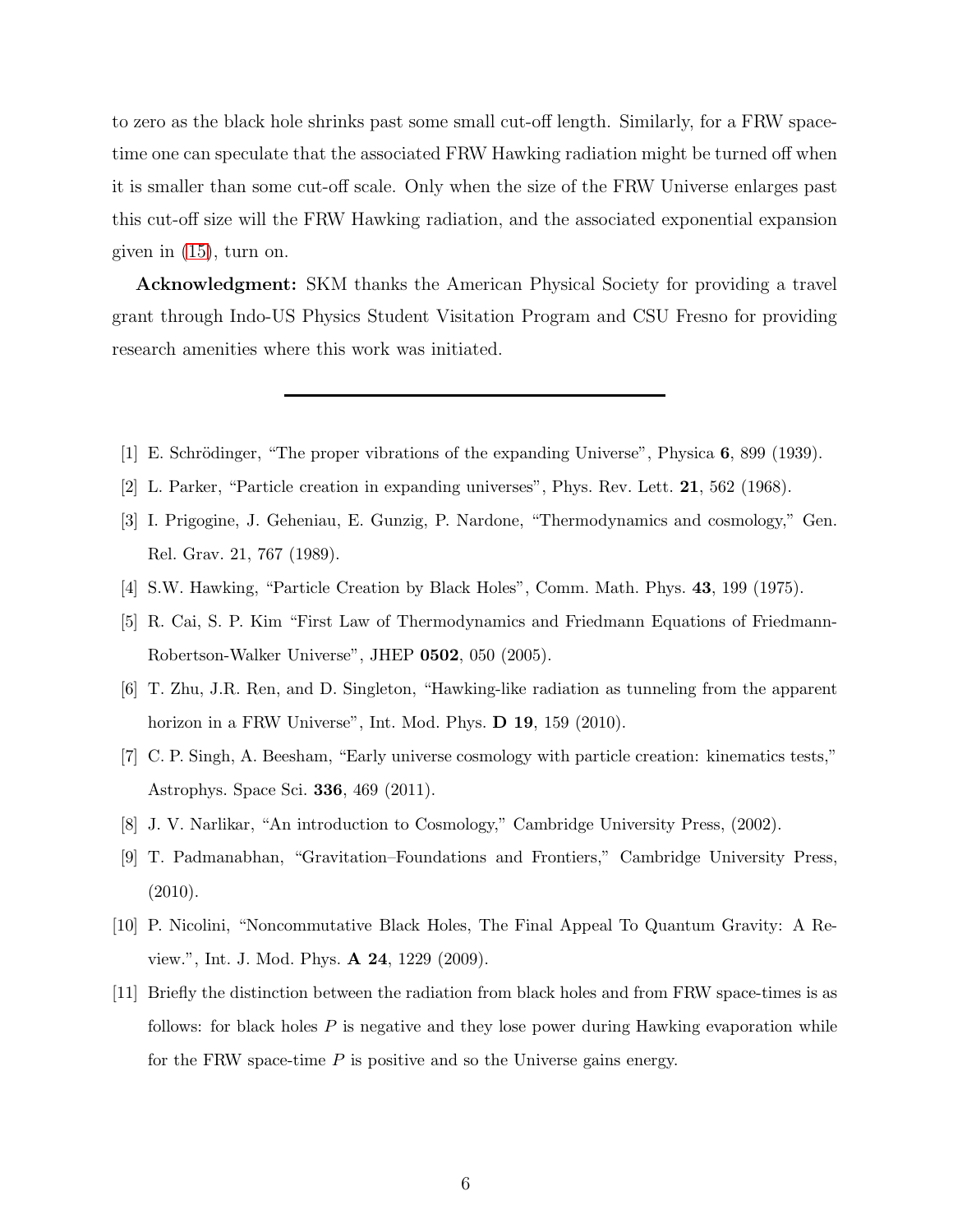to zero as the black hole shrinks past some small cut-off length. Similarly, for a FRW space-time one can speculate that the associated FRW Hawking radiation might be turned off when it is smaller than some cut-off scale. Only when the size of the FRW Universe enlarges past this cut-off size will the FRW Hawking radiation, and the associated exponential expansion given in (15), turn on.

**Acknowledgment:** SKM thanks the American Physical Society for providing a travel grant through Indo-US Physics Student Visitation Program and CSU Fresno for providing research amenities where this work was initiated.

---

[1] E. Schrödinger, "The proper vibrations of the expanding Universe", Physica **6**, 899 (1939).

[2] L. Parker, "Particle creation in expanding universes", Phys. Rev. Lett. **21**, 562 (1968).

[3] I. Prigogine, J. Geheniau, E. Gunzig, P. Nardone, "Thermodynamics and cosmology," Gen. Rel. Grav. 21, 767 (1989).

[4] S.W. Hawking, "Particle Creation by Black Holes", Comm. Math. Phys. **43**, 199 (1975).

[5] R. Cai, S. P. Kim "First Law of Thermodynamics and Friedmann Equations of Friedmann-Robertson-Walker Universe", JHEP **0502**, 050 (2005).

[6] T. Zhu, J.R. Ren, and D. Singleton, "Hawking-like radiation as tunneling from the apparent horizon in a FRW Universe", Int. Mod. Phys. **D 19**, 159 (2010).

[7] C. P. Singh, A. Beesham, "Early universe cosmology with particle creation: kinematics tests," Astrophys. Space Sci. **336**, 469 (2011).

[8] J. V. Narlikar, "An introduction to Cosmology," Cambridge University Press, (2002).

[9] T. Padmanabhan, "Gravitation–Foundations and Frontiers," Cambridge University Press, (2010).

[10] P. Nicolini, "Noncommutative Black Holes, The Final Appeal To Quantum Gravity: A Review.", Int. J. Mod. Phys. **A 24**, 1229 (2009).

[11] Briefly the distinction between the radiation from black holes and from FRW space-times is as follows: for black holes $P$ is negative and they lose power during Hawking evaporation while for the FRW space-time $P$ is positive and so the Universe gains energy.